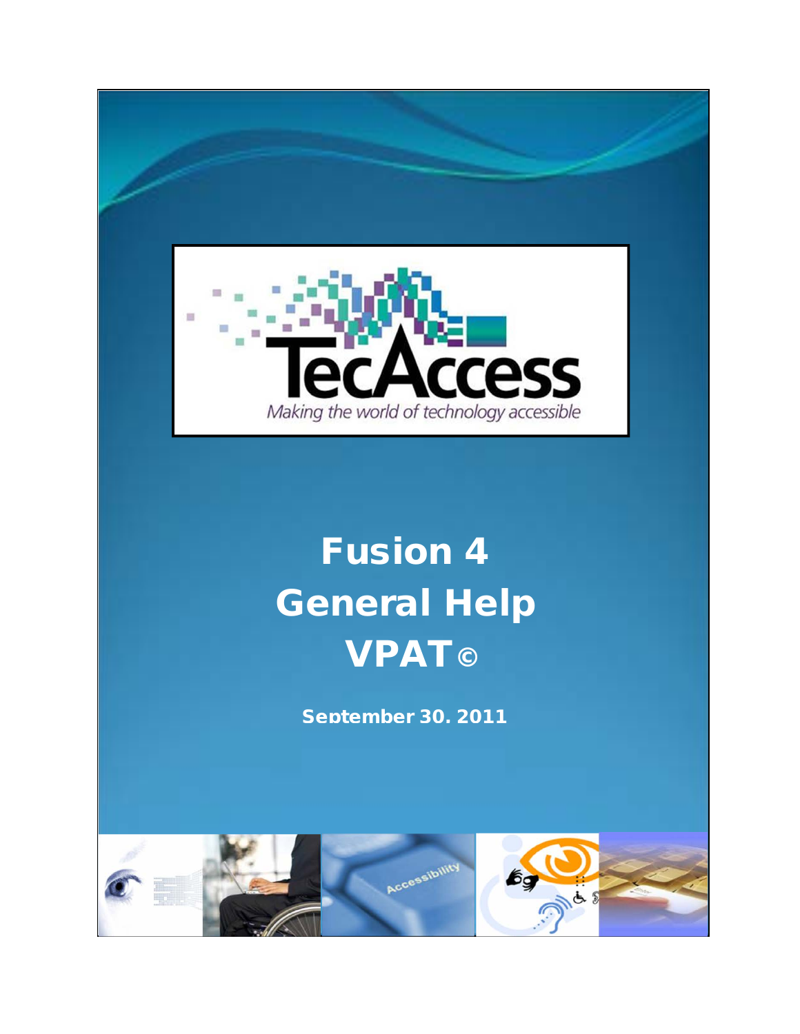TecAccess

*Making the world of technology accessible*

# Fusion 4 General Help VPAT©

**September 30, 2011**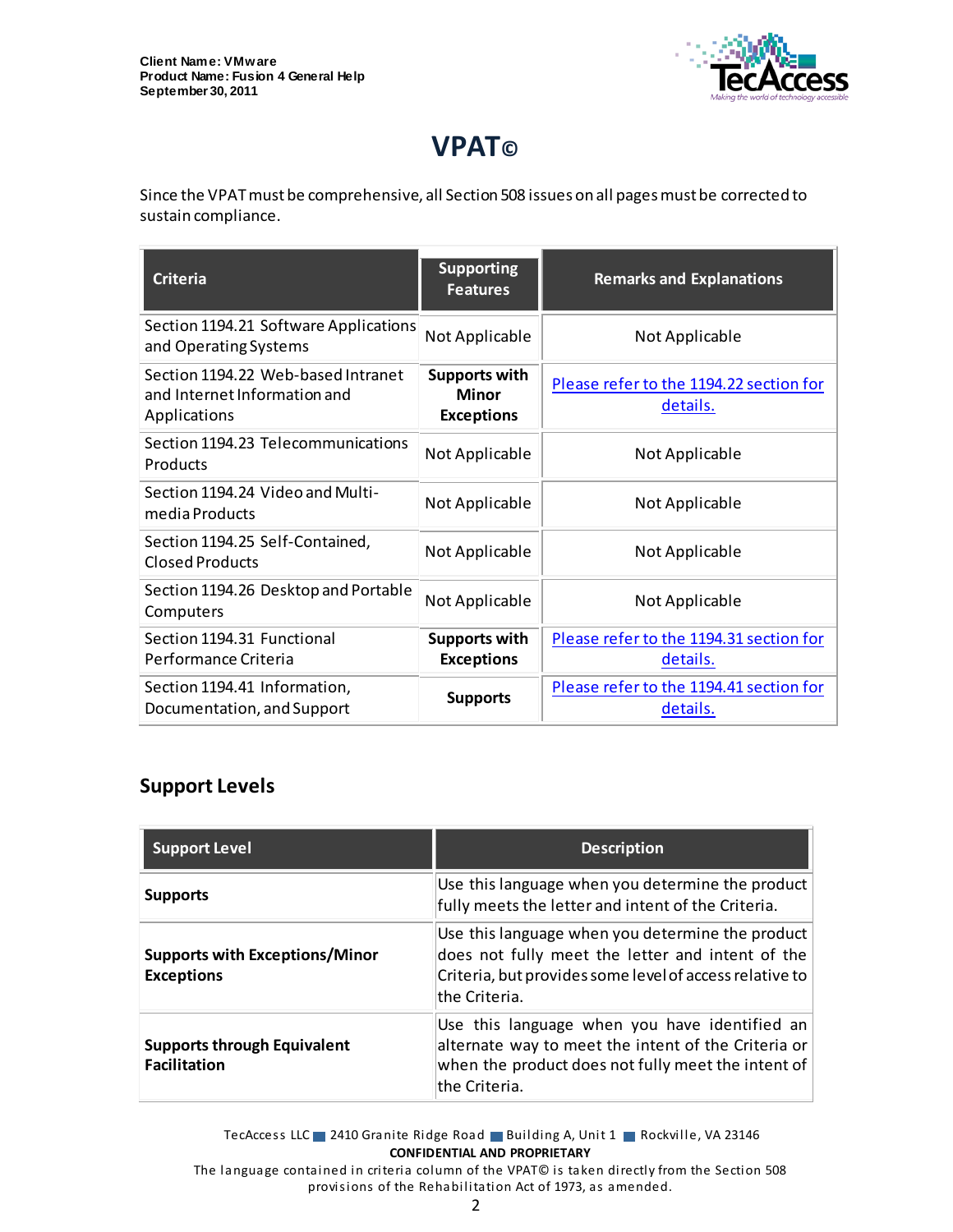# VPAT©

Since the VPAT must be comprehensive, all Section 508 issues on all pages must be corrected to sustain compliance.

| Criteria | Supporting Features | Remarks and Explanations |
|---|---|---|
| Section 1194.21 Software Applications and Operating Systems | Not Applicable | Not Applicable |
| Section 1194.22 Web-based Intranet and Internet Information and Applications | **Supports with Minor Exceptions** | Please refer to the 1194.22 section for details. |
| Section 1194.23 Telecommunications Products | Not Applicable | Not Applicable |
| Section 1194.24 Video and Multi-media Products | Not Applicable | Not Applicable |
| Section 1194.25 Self-Contained, Closed Products | Not Applicable | Not Applicable |
| Section 1194.26 Desktop and Portable Computers | Not Applicable | Not Applicable |
| Section 1194.31 Functional Performance Criteria | **Supports with Exceptions** | Please refer to the 1194.31 section for details. |
| Section 1194.41 Information, Documentation, and Support | **Supports** | Please refer to the 1194.41 section for details. |

## Support Levels

| Support Level | Description |
|---|---|
| **Supports** | Use this language when you determine the product fully meets the letter and intent of the Criteria. |
| **Supports with Exceptions/Minor Exceptions** | Use this language when you determine the product does not fully meet the letter and intent of the Criteria, but provides some level of access relative to the Criteria. |
| **Supports through Equivalent Facilitation** | Use this language when you have identified an alternate way to meet the intent of the Criteria or when the product does not fully meet the intent of the Criteria. |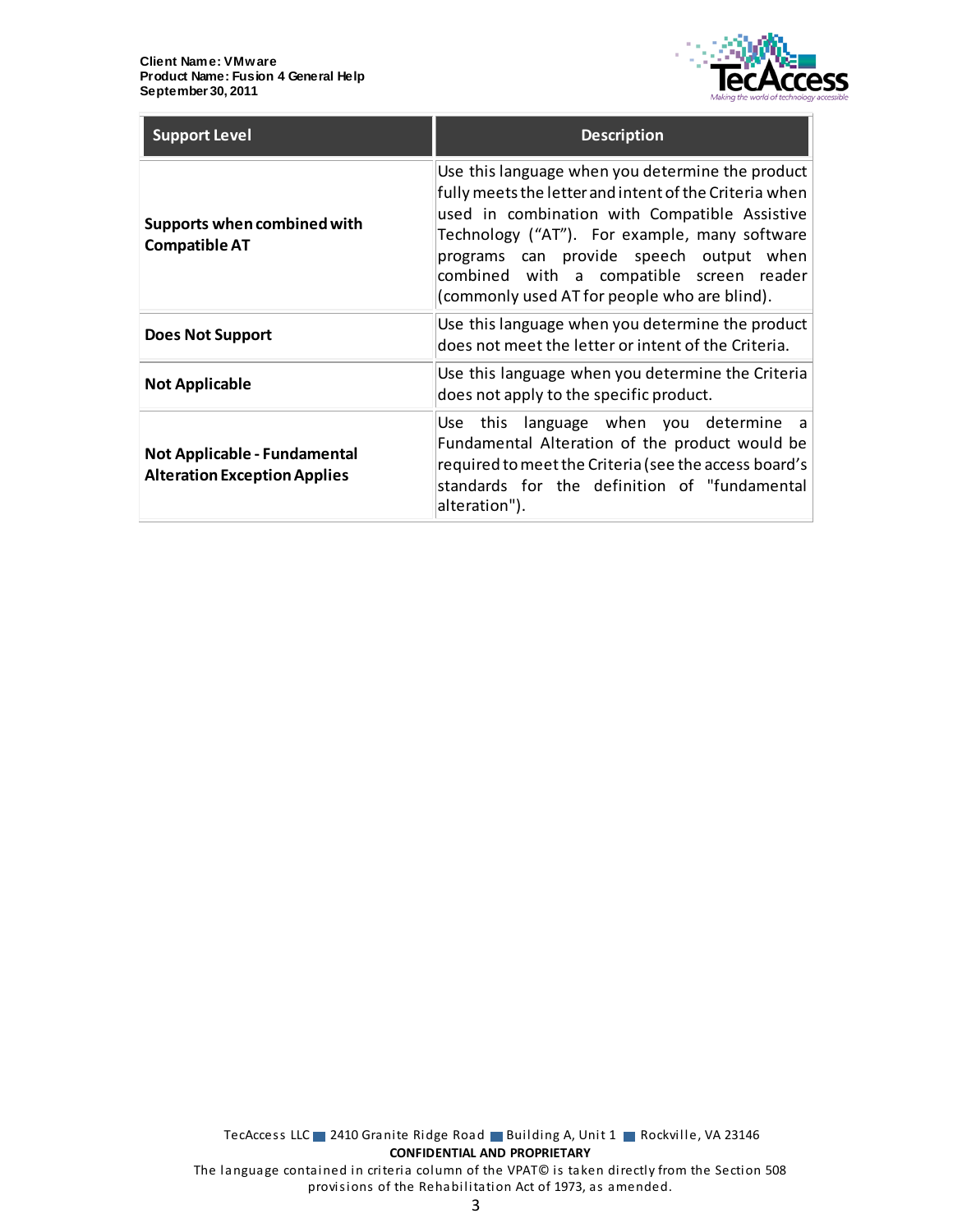| Support Level | Description |
| --- | --- |
| **Supports when combined with Compatible AT** | Use this language when you determine the product fully meets the letter and intent of the Criteria when used in combination with Compatible Assistive Technology ("AT"). For example, many software programs can provide speech output when combined with a compatible screen reader (commonly used AT for people who are blind). |
| **Does Not Support** | Use this language when you determine the product does not meet the letter or intent of the Criteria. |
| **Not Applicable** | Use this language when you determine the Criteria does not apply to the specific product. |
| **Not Applicable - Fundamental Alteration Exception Applies** | Use this language when you determine a Fundamental Alteration of the product would be required to meet the Criteria (see the access board's standards for the definition of "fundamental alteration"). |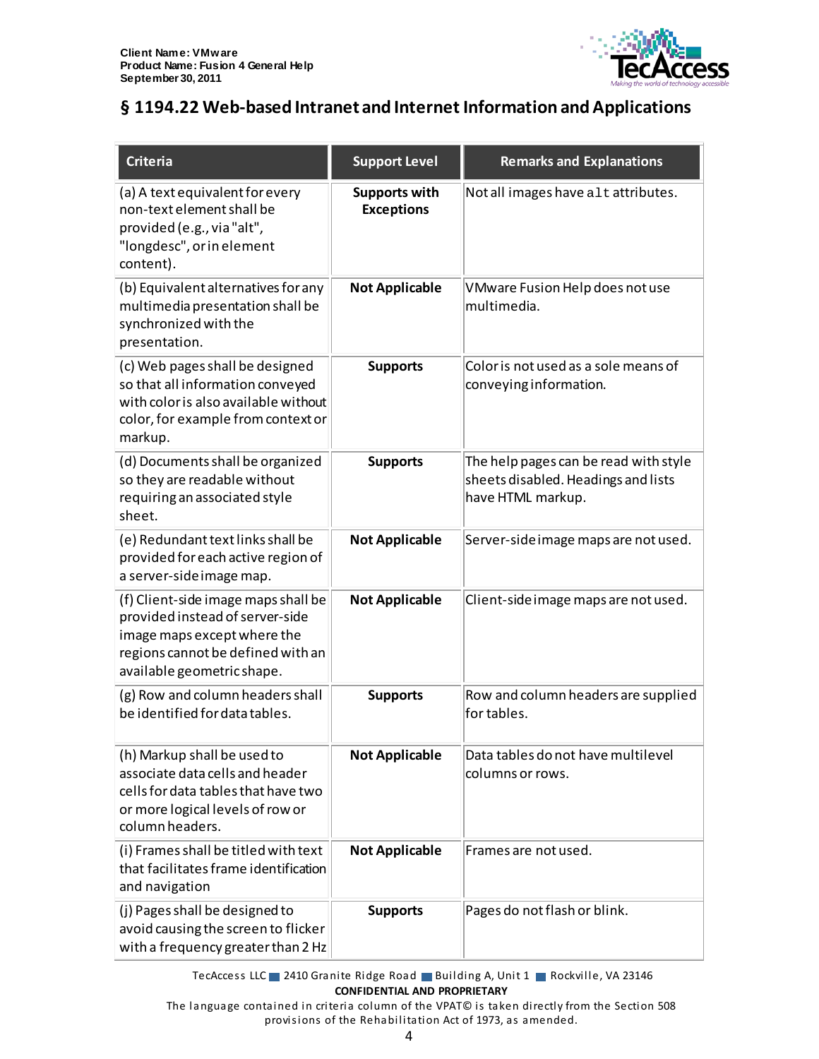## § 1194.22 Web-based Intranet and Internet Information and Applications

| Criteria | Support Level | Remarks and Explanations |
|---|---|---|
| (a) A text equivalent for every non-text element shall be provided (e.g., via "alt", "longdesc", or in element content). | **Supports with Exceptions** | Not all images have `alt` attributes. |
| (b) Equivalent alternatives for any multimedia presentation shall be synchronized with the presentation. | **Not Applicable** | VMware Fusion Help does not use multimedia. |
| (c) Web pages shall be designed so that all information conveyed with color is also available without color, for example from context or markup. | **Supports** | Color is not used as a sole means of conveying information. |
| (d) Documents shall be organized so they are readable without requiring an associated style sheet. | **Supports** | The help pages can be read with style sheets disabled. Headings and lists have HTML markup. |
| (e) Redundant text links shall be provided for each active region of a server-side image map. | **Not Applicable** | Server-side image maps are not used. |
| (f) Client-side image maps shall be provided instead of server-side image maps except where the regions cannot be defined with an available geometric shape. | **Not Applicable** | Client-side image maps are not used. |
| (g) Row and column headers shall be identified for data tables. | **Supports** | Row and column headers are supplied for tables. |
| (h) Markup shall be used to associate data cells and header cells for data tables that have two or more logical levels of row or column headers. | **Not Applicable** | Data tables do not have multilevel columns or rows. |
| (i) Frames shall be titled with text that facilitates frame identification and navigation | **Not Applicable** | Frames are not used. |
| (j) Pages shall be designed to avoid causing the screen to flicker with a frequency greater than 2 Hz | **Supports** | Pages do not flash or blink. |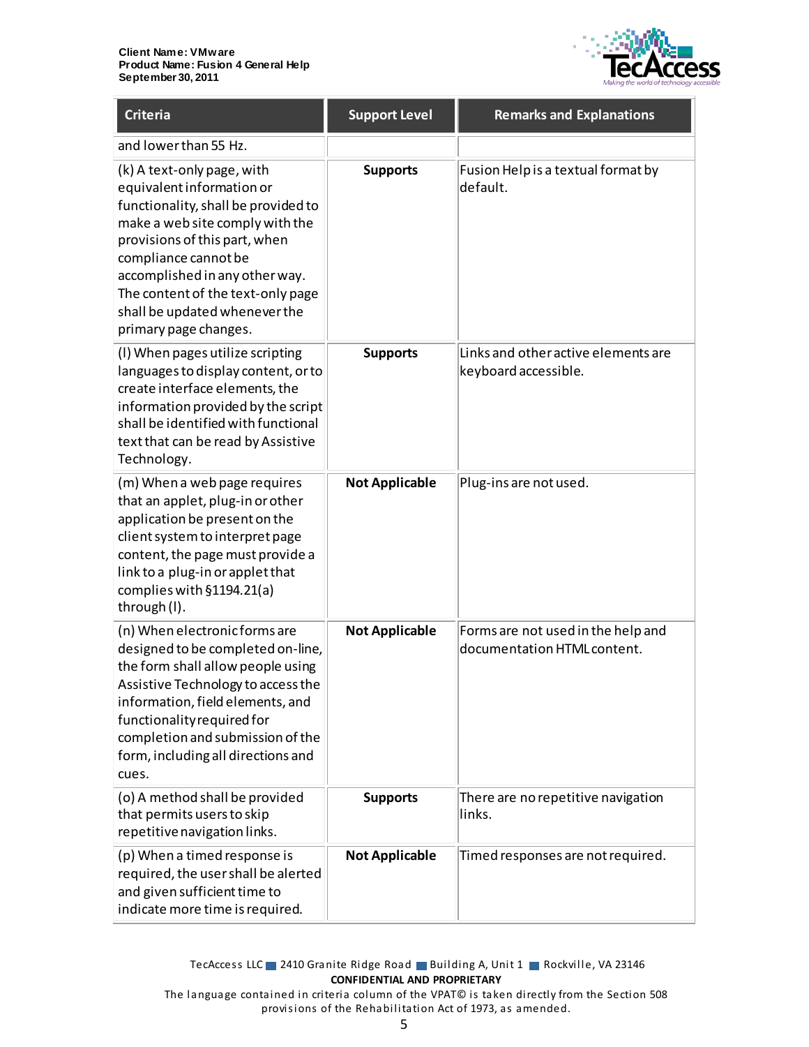| Criteria | Support Level | Remarks and Explanations |
| --- | --- | --- |
| and lower than 55 Hz. | | |
| (k) A text-only page, with equivalent information or functionality, shall be provided to make a web site comply with the provisions of this part, when compliance cannot be accomplished in any other way. The content of the text-only page shall be updated whenever the primary page changes. | **Supports** | Fusion Help is a textual format by default. |
| (l) When pages utilize scripting languages to display content, or to create interface elements, the information provided by the script shall be identified with functional text that can be read by Assistive Technology. | **Supports** | Links and other active elements are keyboard accessible. |
| (m) When a web page requires that an applet, plug-in or other application be present on the client system to interpret page content, the page must provide a link to a plug-in or applet that complies with §1194.21(a) through (l). | **Not Applicable** | Plug-ins are not used. |
| (n) When electronic forms are designed to be completed on-line, the form shall allow people using Assistive Technology to access the information, field elements, and functionality required for completion and submission of the form, including all directions and cues. | **Not Applicable** | Forms are not used in the help and documentation HTML content. |
| (o) A method shall be provided that permits users to skip repetitive navigation links. | **Supports** | There are no repetitive navigation links. |
| (p) When a timed response is required, the user shall be alerted and given sufficient time to indicate more time is required. | **Not Applicable** | Timed responses are not required. |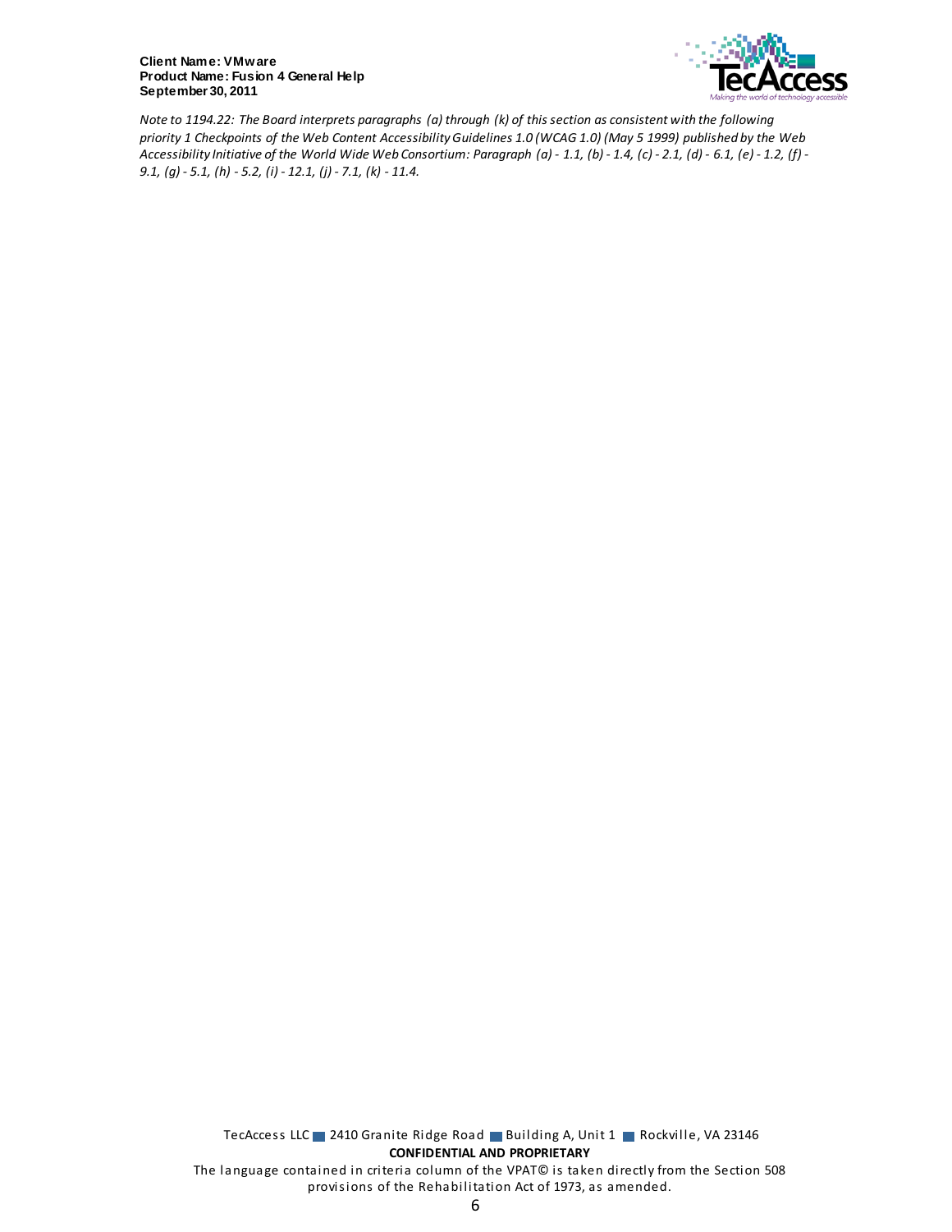*Note to 1194.22: The Board interprets paragraphs (a) through (k) of this section as consistent with the following priority 1 Checkpoints of the Web Content Accessibility Guidelines 1.0 (WCAG 1.0) (May 5 1999) published by the Web Accessibility Initiative of the World Wide Web Consortium: Paragraph (a) - 1.1, (b) - 1.4, (c) - 2.1, (d) - 6.1, (e) - 1.2, (f) - 9.1, (g) - 5.1, (h) - 5.2, (i) - 12.1, (j) - 7.1, (k) - 11.4.*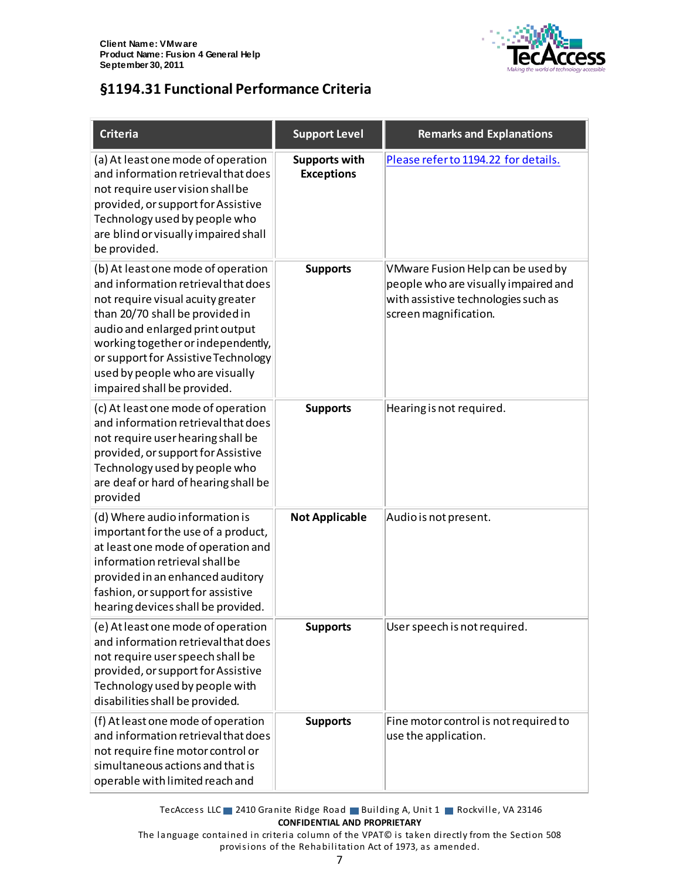## §1194.31 Functional Performance Criteria

| Criteria | Support Level | Remarks and Explanations |
|---|---|---|
| (a) At least one mode of operation and information retrieval that does not require user vision shall be provided, or support for Assistive Technology used by people who are blind or visually impaired shall be provided. | **Supports with Exceptions** | Please refer to 1194.22 for details. |
| (b) At least one mode of operation and information retrieval that does not require visual acuity greater than 20/70 shall be provided in audio and enlarged print output working together or independently, or support for Assistive Technology used by people who are visually impaired shall be provided. | **Supports** | VMware Fusion Help can be used by people who are visually impaired and with assistive technologies such as screen magnification. |
| (c) At least one mode of operation and information retrieval that does not require user hearing shall be provided, or support for Assistive Technology used by people who are deaf or hard of hearing shall be provided | **Supports** | Hearing is not required. |
| (d) Where audio information is important for the use of a product, at least one mode of operation and information retrieval shall be provided in an enhanced auditory fashion, or support for assistive hearing devices shall be provided. | **Not Applicable** | Audio is not present. |
| (e) At least one mode of operation and information retrieval that does not require user speech shall be provided, or support for Assistive Technology used by people with disabilities shall be provided. | **Supports** | User speech is not required. |
| (f) At least one mode of operation and information retrieval that does not require fine motor control or simultaneous actions and that is operable with limited reach and | **Supports** | Fine motor control is not required to use the application. |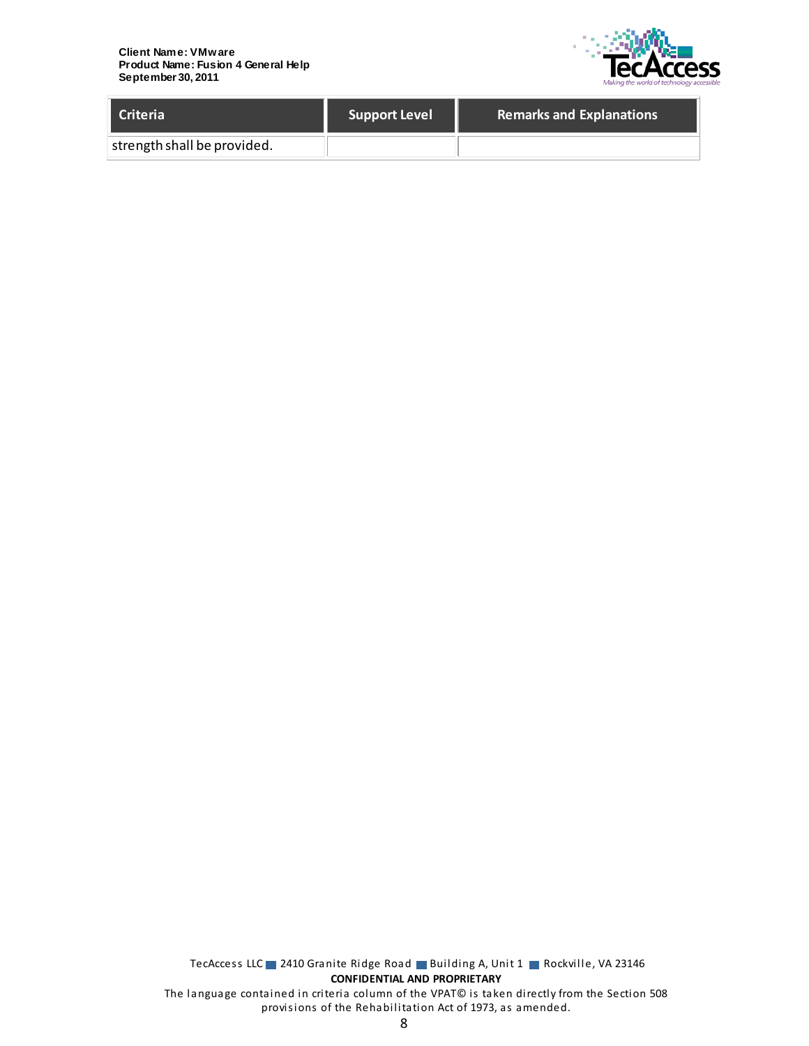| Criteria | Support Level | Remarks and Explanations |
| --- | --- | --- |
| strength shall be provided. | | |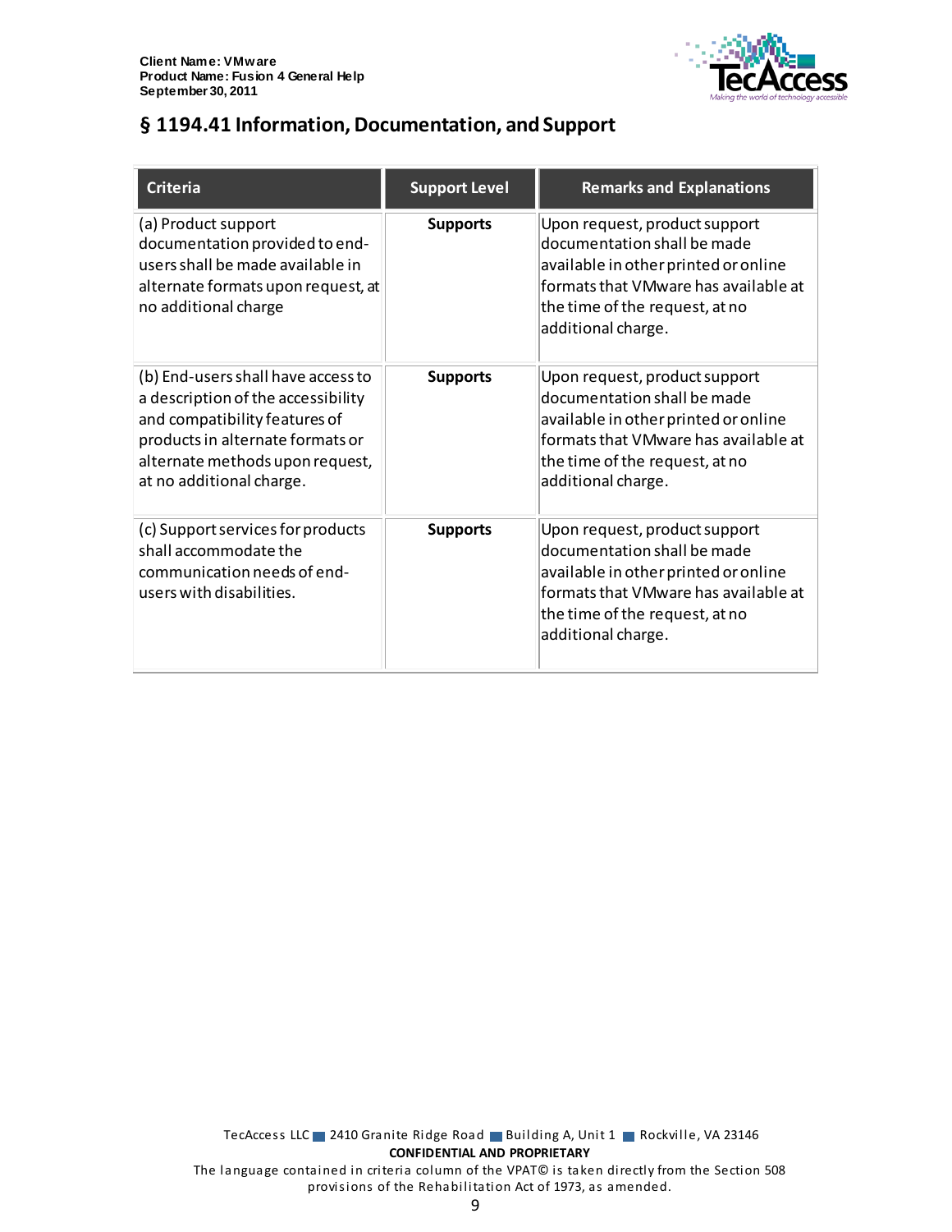## § 1194.41 Information, Documentation, and Support

| Criteria | Support Level | Remarks and Explanations |
|---|---|---|
| (a) Product support documentation provided to end-users shall be made available in alternate formats upon request, at no additional charge | **Supports** | Upon request, product support documentation shall be made available in other printed or online formats that VMware has available at the time of the request, at no additional charge. |
| (b) End-users shall have access to a description of the accessibility and compatibility features of products in alternate formats or alternate methods upon request, at no additional charge. | **Supports** | Upon request, product support documentation shall be made available in other printed or online formats that VMware has available at the time of the request, at no additional charge. |
| (c) Support services for products shall accommodate the communication needs of end-users with disabilities. | **Supports** | Upon request, product support documentation shall be made available in other printed or online formats that VMware has available at the time of the request, at no additional charge. |